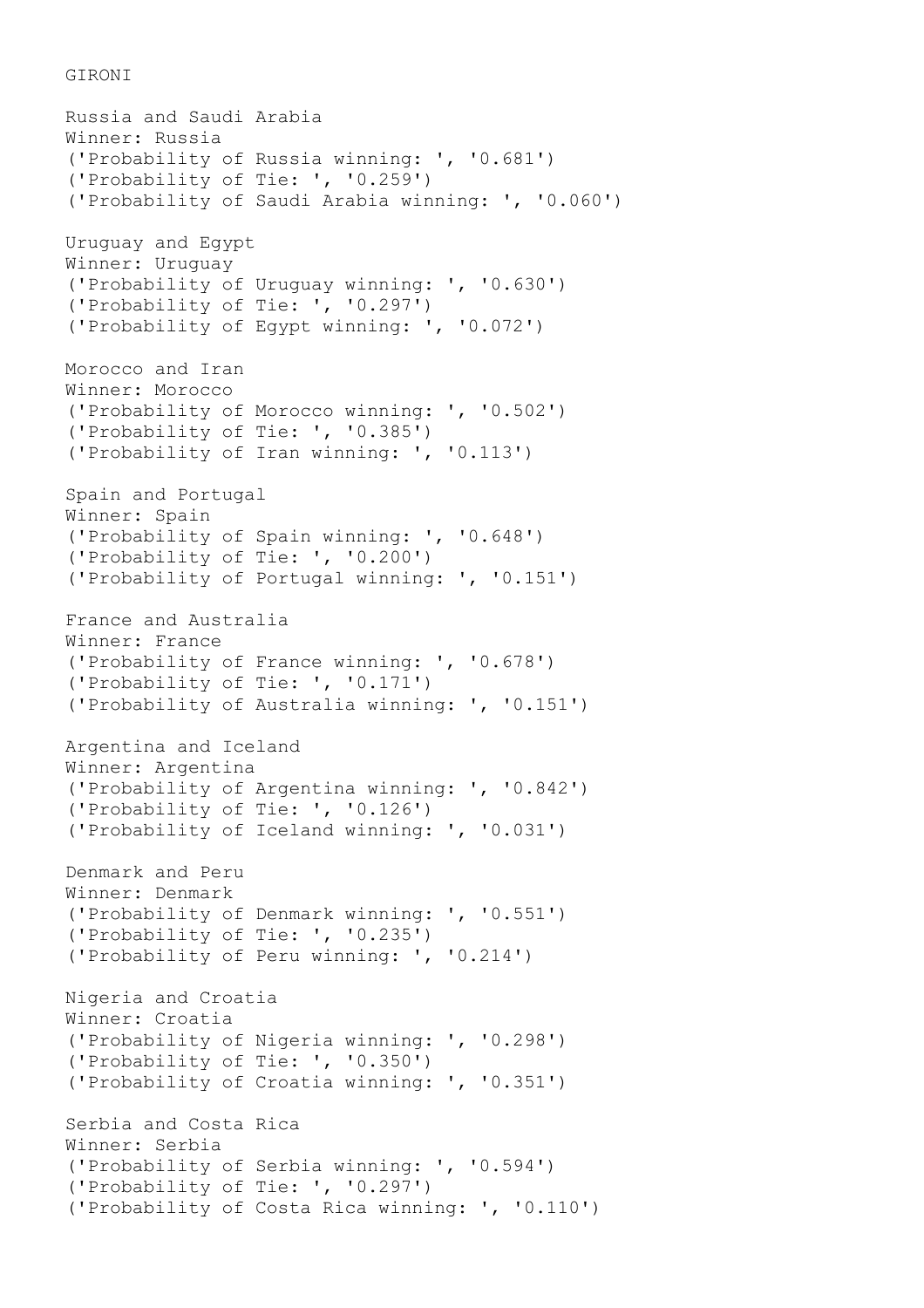GIRONI

Russia and Saudi Arabia
Winner: Russia
('Probability of Russia winning: ', '0.681')
('Probability of Tie: ', '0.259')
('Probability of Saudi Arabia winning: ', '0.060')

Uruguay and Egypt
Winner: Uruguay
('Probability of Uruguay winning: ', '0.630')
('Probability of Tie: ', '0.297')
('Probability of Egypt winning: ', '0.072')

Morocco and Iran
Winner: Morocco
('Probability of Morocco winning: ', '0.502')
('Probability of Tie: ', '0.385')
('Probability of Iran winning: ', '0.113')

Spain and Portugal
Winner: Spain
('Probability of Spain winning: ', '0.648')
('Probability of Tie: ', '0.200')
('Probability of Portugal winning: ', '0.151')

France and Australia
Winner: France
('Probability of France winning: ', '0.678')
('Probability of Tie: ', '0.171')
('Probability of Australia winning: ', '0.151')

Argentina and Iceland
Winner: Argentina
('Probability of Argentina winning: ', '0.842')
('Probability of Tie: ', '0.126')
('Probability of Iceland winning: ', '0.031')

Denmark and Peru
Winner: Denmark
('Probability of Denmark winning: ', '0.551')
('Probability of Tie: ', '0.235')
('Probability of Peru winning: ', '0.214')

Nigeria and Croatia
Winner: Croatia
('Probability of Nigeria winning: ', '0.298')
('Probability of Tie: ', '0.350')
('Probability of Croatia winning: ', '0.351')

Serbia and Costa Rica
Winner: Serbia
('Probability of Serbia winning: ', '0.594')
('Probability of Tie: ', '0.297')
('Probability of Costa Rica winning: ', '0.110')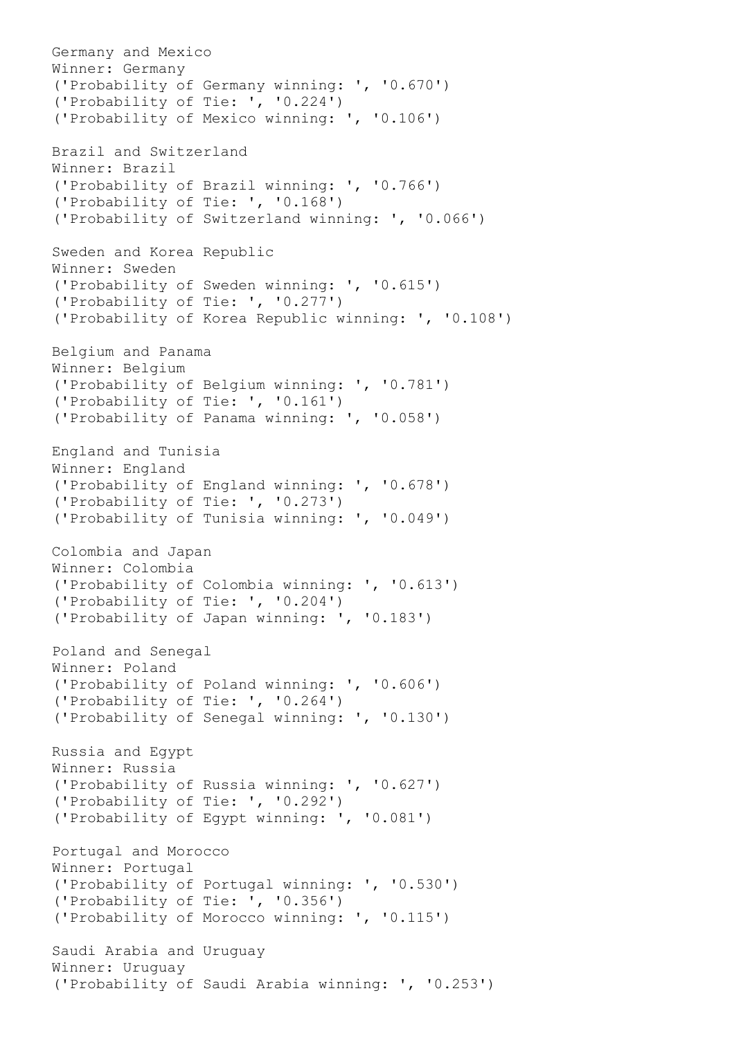```
Germany and Mexico
Winner: Germany
('Probability of Germany winning: ', '0.670')
('Probability of Tie: ', '0.224')
('Probability of Mexico winning: ', '0.106')

Brazil and Switzerland
Winner: Brazil
('Probability of Brazil winning: ', '0.766')
('Probability of Tie: ', '0.168')
('Probability of Switzerland winning: ', '0.066')

Sweden and Korea Republic
Winner: Sweden
('Probability of Sweden winning: ', '0.615')
('Probability of Tie: ', '0.277')
('Probability of Korea Republic winning: ', '0.108')

Belgium and Panama
Winner: Belgium
('Probability of Belgium winning: ', '0.781')
('Probability of Tie: ', '0.161')
('Probability of Panama winning: ', '0.058')

England and Tunisia
Winner: England
('Probability of England winning: ', '0.678')
('Probability of Tie: ', '0.273')
('Probability of Tunisia winning: ', '0.049')

Colombia and Japan
Winner: Colombia
('Probability of Colombia winning: ', '0.613')
('Probability of Tie: ', '0.204')
('Probability of Japan winning: ', '0.183')

Poland and Senegal
Winner: Poland
('Probability of Poland winning: ', '0.606')
('Probability of Tie: ', '0.264')
('Probability of Senegal winning: ', '0.130')

Russia and Egypt
Winner: Russia
('Probability of Russia winning: ', '0.627')
('Probability of Tie: ', '0.292')
('Probability of Egypt winning: ', '0.081')

Portugal and Morocco
Winner: Portugal
('Probability of Portugal winning: ', '0.530')
('Probability of Tie: ', '0.356')
('Probability of Morocco winning: ', '0.115')

Saudi Arabia and Uruguay
Winner: Uruguay
('Probability of Saudi Arabia winning: ', '0.253')
```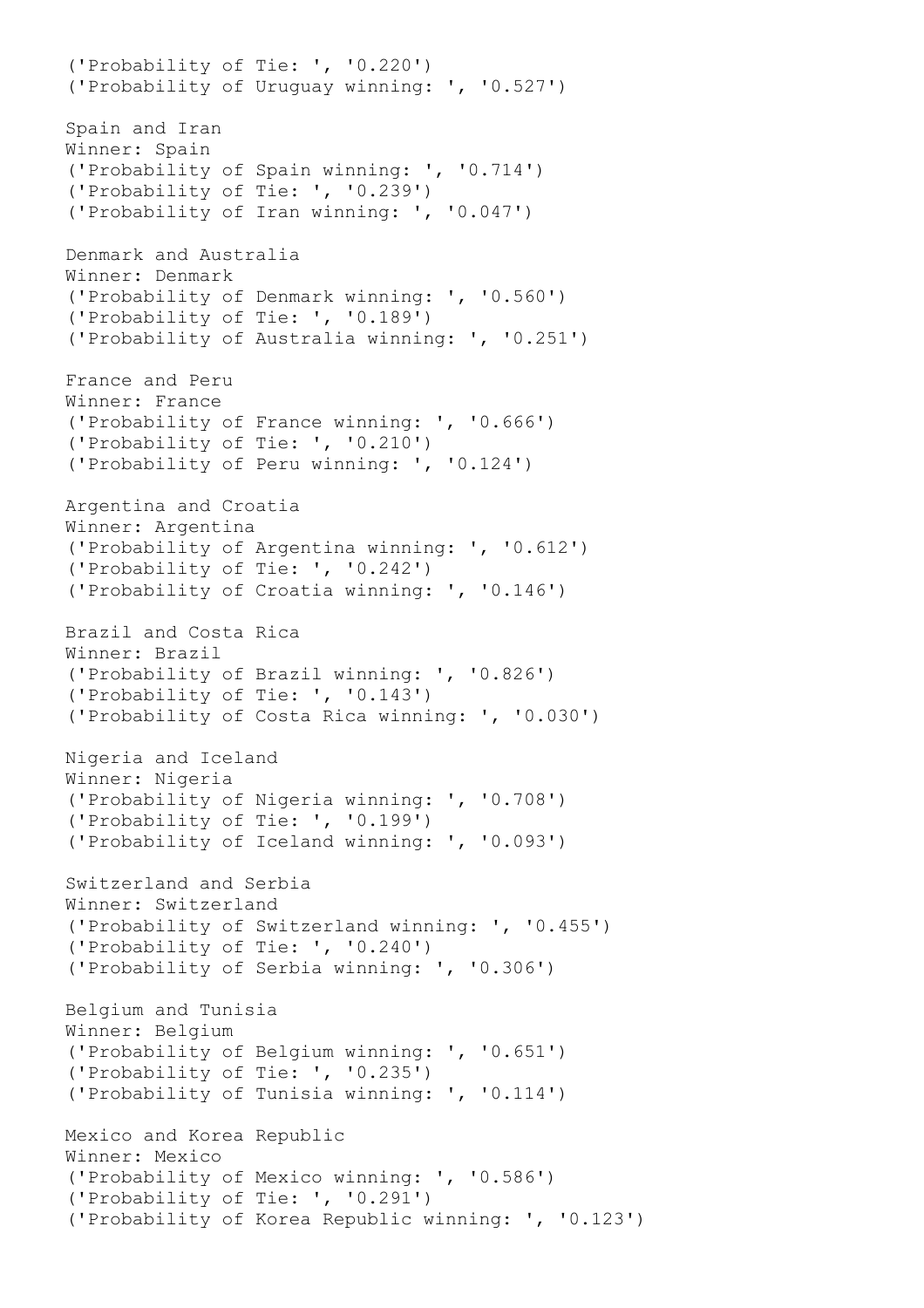```
('Probability of Tie: ', '0.220')
('Probability of Uruguay winning: ', '0.527')

Spain and Iran
Winner: Spain
('Probability of Spain winning: ', '0.714')
('Probability of Tie: ', '0.239')
('Probability of Iran winning: ', '0.047')

Denmark and Australia
Winner: Denmark
('Probability of Denmark winning: ', '0.560')
('Probability of Tie: ', '0.189')
('Probability of Australia winning: ', '0.251')

France and Peru
Winner: France
('Probability of France winning: ', '0.666')
('Probability of Tie: ', '0.210')
('Probability of Peru winning: ', '0.124')

Argentina and Croatia
Winner: Argentina
('Probability of Argentina winning: ', '0.612')
('Probability of Tie: ', '0.242')
('Probability of Croatia winning: ', '0.146')

Brazil and Costa Rica
Winner: Brazil
('Probability of Brazil winning: ', '0.826')
('Probability of Tie: ', '0.143')
('Probability of Costa Rica winning: ', '0.030')

Nigeria and Iceland
Winner: Nigeria
('Probability of Nigeria winning: ', '0.708')
('Probability of Tie: ', '0.199')
('Probability of Iceland winning: ', '0.093')

Switzerland and Serbia
Winner: Switzerland
('Probability of Switzerland winning: ', '0.455')
('Probability of Tie: ', '0.240')
('Probability of Serbia winning: ', '0.306')

Belgium and Tunisia
Winner: Belgium
('Probability of Belgium winning: ', '0.651')
('Probability of Tie: ', '0.235')
('Probability of Tunisia winning: ', '0.114')

Mexico and Korea Republic
Winner: Mexico
('Probability of Mexico winning: ', '0.586')
('Probability of Tie: ', '0.291')
('Probability of Korea Republic winning: ', '0.123')
```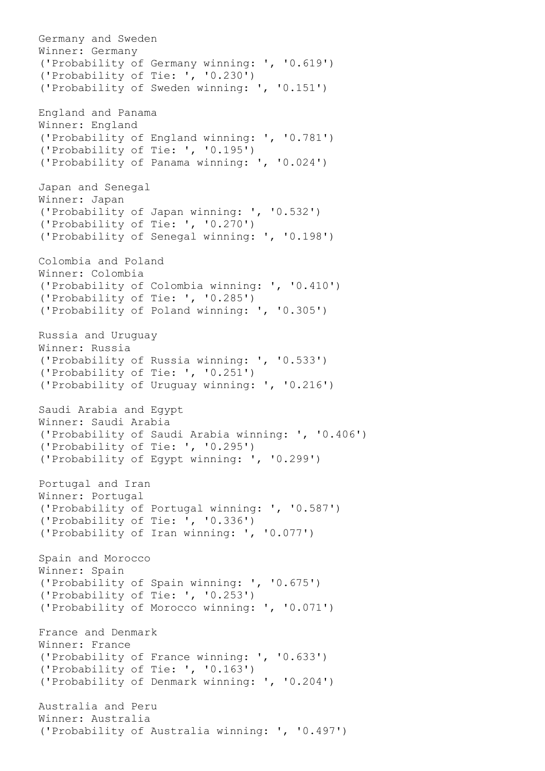```
Germany and Sweden
Winner: Germany
('Probability of Germany winning: ', '0.619')
('Probability of Tie: ', '0.230')
('Probability of Sweden winning: ', '0.151')

England and Panama
Winner: England
('Probability of England winning: ', '0.781')
('Probability of Tie: ', '0.195')
('Probability of Panama winning: ', '0.024')

Japan and Senegal
Winner: Japan
('Probability of Japan winning: ', '0.532')
('Probability of Tie: ', '0.270')
('Probability of Senegal winning: ', '0.198')

Colombia and Poland
Winner: Colombia
('Probability of Colombia winning: ', '0.410')
('Probability of Tie: ', '0.285')
('Probability of Poland winning: ', '0.305')

Russia and Uruguay
Winner: Russia
('Probability of Russia winning: ', '0.533')
('Probability of Tie: ', '0.251')
('Probability of Uruguay winning: ', '0.216')

Saudi Arabia and Egypt
Winner: Saudi Arabia
('Probability of Saudi Arabia winning: ', '0.406')
('Probability of Tie: ', '0.295')
('Probability of Egypt winning: ', '0.299')

Portugal and Iran
Winner: Portugal
('Probability of Portugal winning: ', '0.587')
('Probability of Tie: ', '0.336')
('Probability of Iran winning: ', '0.077')

Spain and Morocco
Winner: Spain
('Probability of Spain winning: ', '0.675')
('Probability of Tie: ', '0.253')
('Probability of Morocco winning: ', '0.071')

France and Denmark
Winner: France
('Probability of France winning: ', '0.633')
('Probability of Tie: ', '0.163')
('Probability of Denmark winning: ', '0.204')

Australia and Peru
Winner: Australia
('Probability of Australia winning: ', '0.497')
```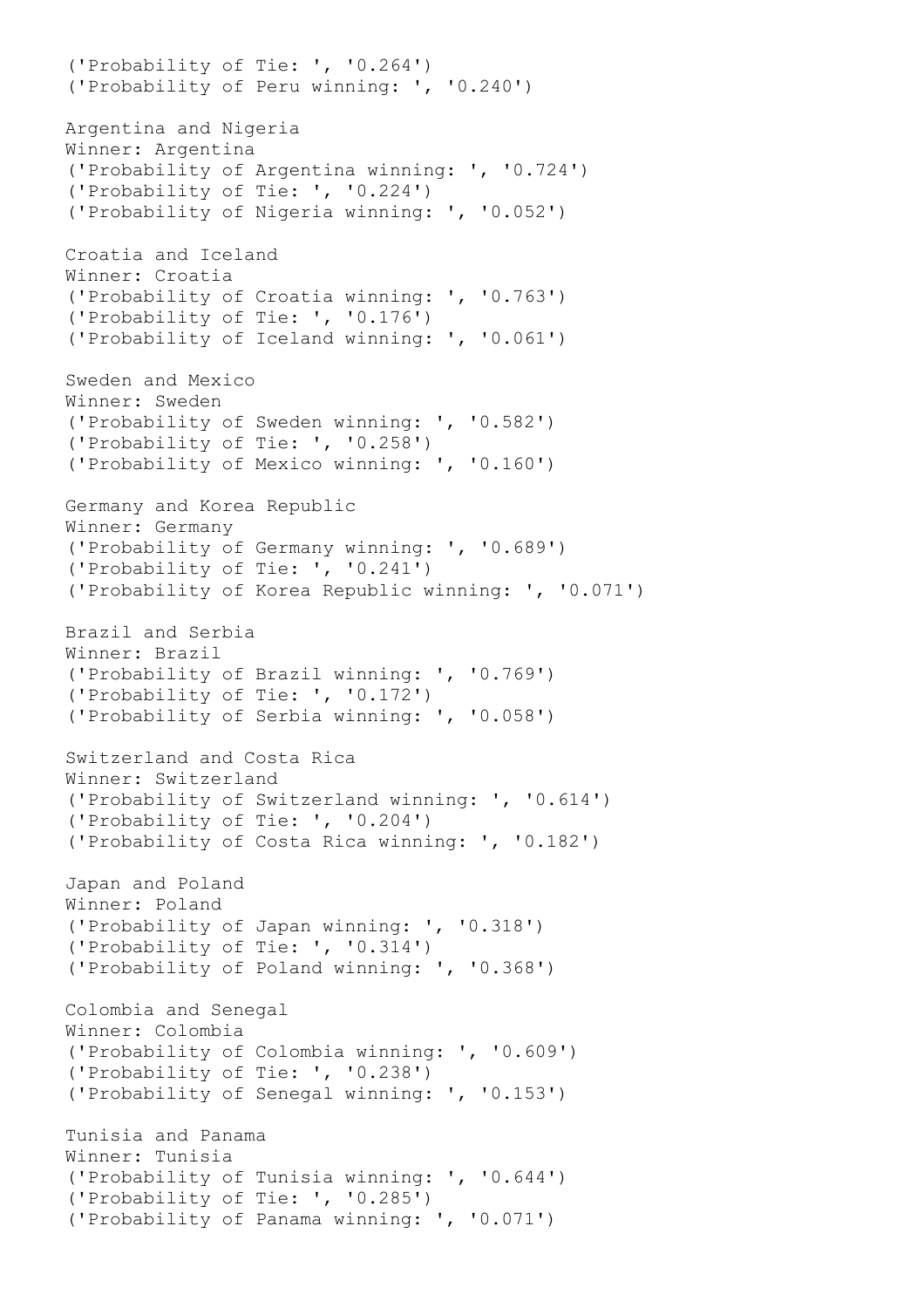```
('Probability of Tie: ', '0.264')
('Probability of Peru winning: ', '0.240')

Argentina and Nigeria
Winner: Argentina
('Probability of Argentina winning: ', '0.724')
('Probability of Tie: ', '0.224')
('Probability of Nigeria winning: ', '0.052')

Croatia and Iceland
Winner: Croatia
('Probability of Croatia winning: ', '0.763')
('Probability of Tie: ', '0.176')
('Probability of Iceland winning: ', '0.061')

Sweden and Mexico
Winner: Sweden
('Probability of Sweden winning: ', '0.582')
('Probability of Tie: ', '0.258')
('Probability of Mexico winning: ', '0.160')

Germany and Korea Republic
Winner: Germany
('Probability of Germany winning: ', '0.689')
('Probability of Tie: ', '0.241')
('Probability of Korea Republic winning: ', '0.071')

Brazil and Serbia
Winner: Brazil
('Probability of Brazil winning: ', '0.769')
('Probability of Tie: ', '0.172')
('Probability of Serbia winning: ', '0.058')

Switzerland and Costa Rica
Winner: Switzerland
('Probability of Switzerland winning: ', '0.614')
('Probability of Tie: ', '0.204')
('Probability of Costa Rica winning: ', '0.182')

Japan and Poland
Winner: Poland
('Probability of Japan winning: ', '0.318')
('Probability of Tie: ', '0.314')
('Probability of Poland winning: ', '0.368')

Colombia and Senegal
Winner: Colombia
('Probability of Colombia winning: ', '0.609')
('Probability of Tie: ', '0.238')
('Probability of Senegal winning: ', '0.153')

Tunisia and Panama
Winner: Tunisia
('Probability of Tunisia winning: ', '0.644')
('Probability of Tie: ', '0.285')
('Probability of Panama winning: ', '0.071')
```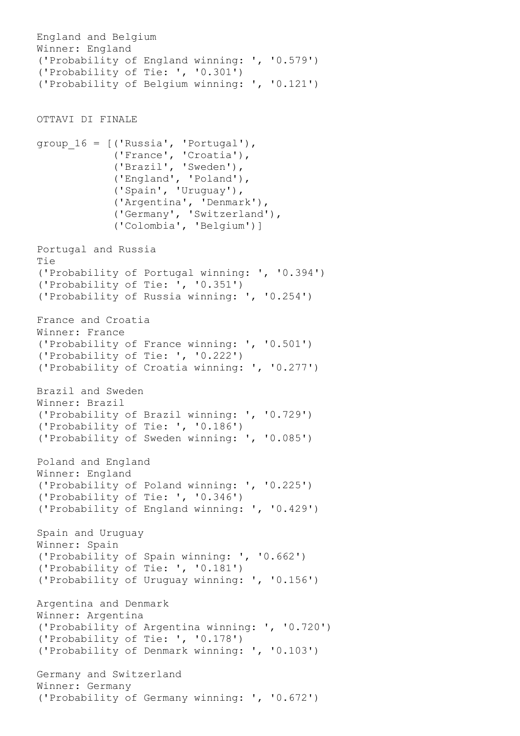England and Belgium
Winner: England
('Probability of England winning: ', '0.579')
('Probability of Tie: ', '0.301')
('Probability of Belgium winning: ', '0.121')

OTTAVI DI FINALE

```
group_16 = [('Russia', 'Portugal'),
            ('France', 'Croatia'),
            ('Brazil', 'Sweden'),
            ('England', 'Poland'),
            ('Spain', 'Uruguay'),
            ('Argentina', 'Denmark'),
            ('Germany', 'Switzerland'),
            ('Colombia', 'Belgium')]
```

Portugal and Russia
Tie
('Probability of Portugal winning: ', '0.394')
('Probability of Tie: ', '0.351')
('Probability of Russia winning: ', '0.254')

France and Croatia
Winner: France
('Probability of France winning: ', '0.501')
('Probability of Tie: ', '0.222')
('Probability of Croatia winning: ', '0.277')

Brazil and Sweden
Winner: Brazil
('Probability of Brazil winning: ', '0.729')
('Probability of Tie: ', '0.186')
('Probability of Sweden winning: ', '0.085')

Poland and England
Winner: England
('Probability of Poland winning: ', '0.225')
('Probability of Tie: ', '0.346')
('Probability of England winning: ', '0.429')

Spain and Uruguay
Winner: Spain
('Probability of Spain winning: ', '0.662')
('Probability of Tie: ', '0.181')
('Probability of Uruguay winning: ', '0.156')

Argentina and Denmark
Winner: Argentina
('Probability of Argentina winning: ', '0.720')
('Probability of Tie: ', '0.178')
('Probability of Denmark winning: ', '0.103')

Germany and Switzerland
Winner: Germany
('Probability of Germany winning: ', '0.672')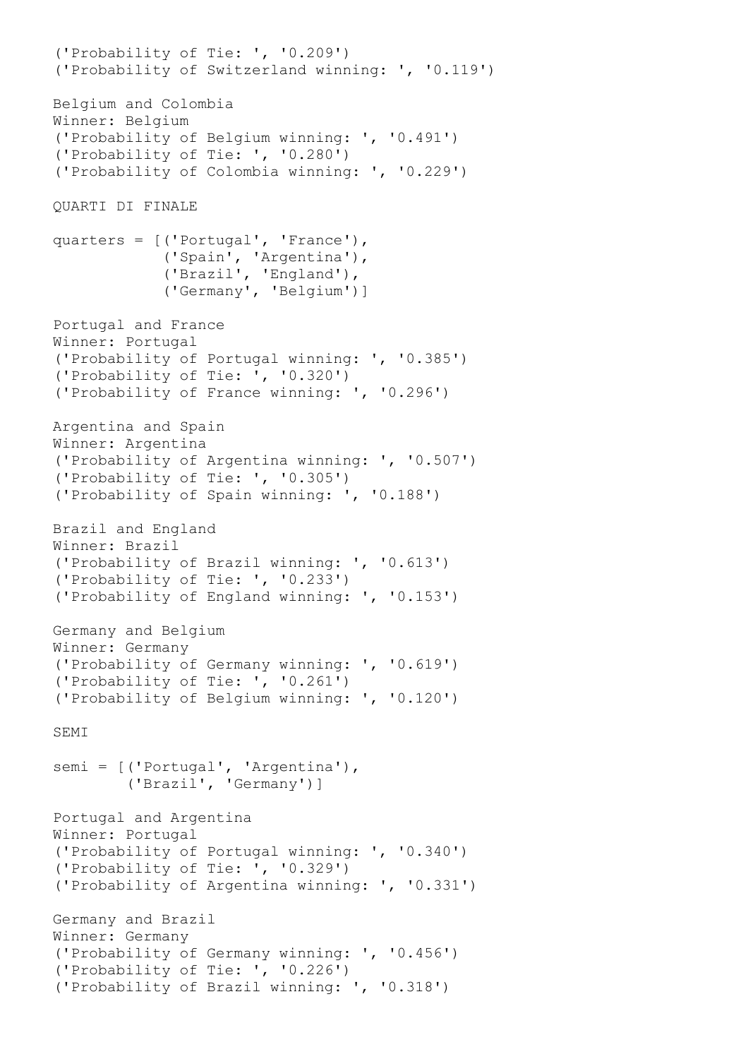```
('Probability of Tie: ', '0.209')
('Probability of Switzerland winning: ', '0.119')

Belgium and Colombia
Winner: Belgium
('Probability of Belgium winning: ', '0.491')
('Probability of Tie: ', '0.280')
('Probability of Colombia winning: ', '0.229')
```

QUARTI DI FINALE

```
quarters = [('Portugal', 'France'),
            ('Spain', 'Argentina'),
            ('Brazil', 'England'),
            ('Germany', 'Belgium')]
```

```
Portugal and France
Winner: Portugal
('Probability of Portugal winning: ', '0.385')
('Probability of Tie: ', '0.320')
('Probability of France winning: ', '0.296')

Argentina and Spain
Winner: Argentina
('Probability of Argentina winning: ', '0.507')
('Probability of Tie: ', '0.305')
('Probability of Spain winning: ', '0.188')

Brazil and England
Winner: Brazil
('Probability of Brazil winning: ', '0.613')
('Probability of Tie: ', '0.233')
('Probability of England winning: ', '0.153')

Germany and Belgium
Winner: Germany
('Probability of Germany winning: ', '0.619')
('Probability of Tie: ', '0.261')
('Probability of Belgium winning: ', '0.120')
```

SEMI

```
semi = [('Portugal', 'Argentina'),
        ('Brazil', 'Germany')]
```

```
Portugal and Argentina
Winner: Portugal
('Probability of Portugal winning: ', '0.340')
('Probability of Tie: ', '0.329')
('Probability of Argentina winning: ', '0.331')

Germany and Brazil
Winner: Germany
('Probability of Germany winning: ', '0.456')
('Probability of Tie: ', '0.226')
('Probability of Brazil winning: ', '0.318')
```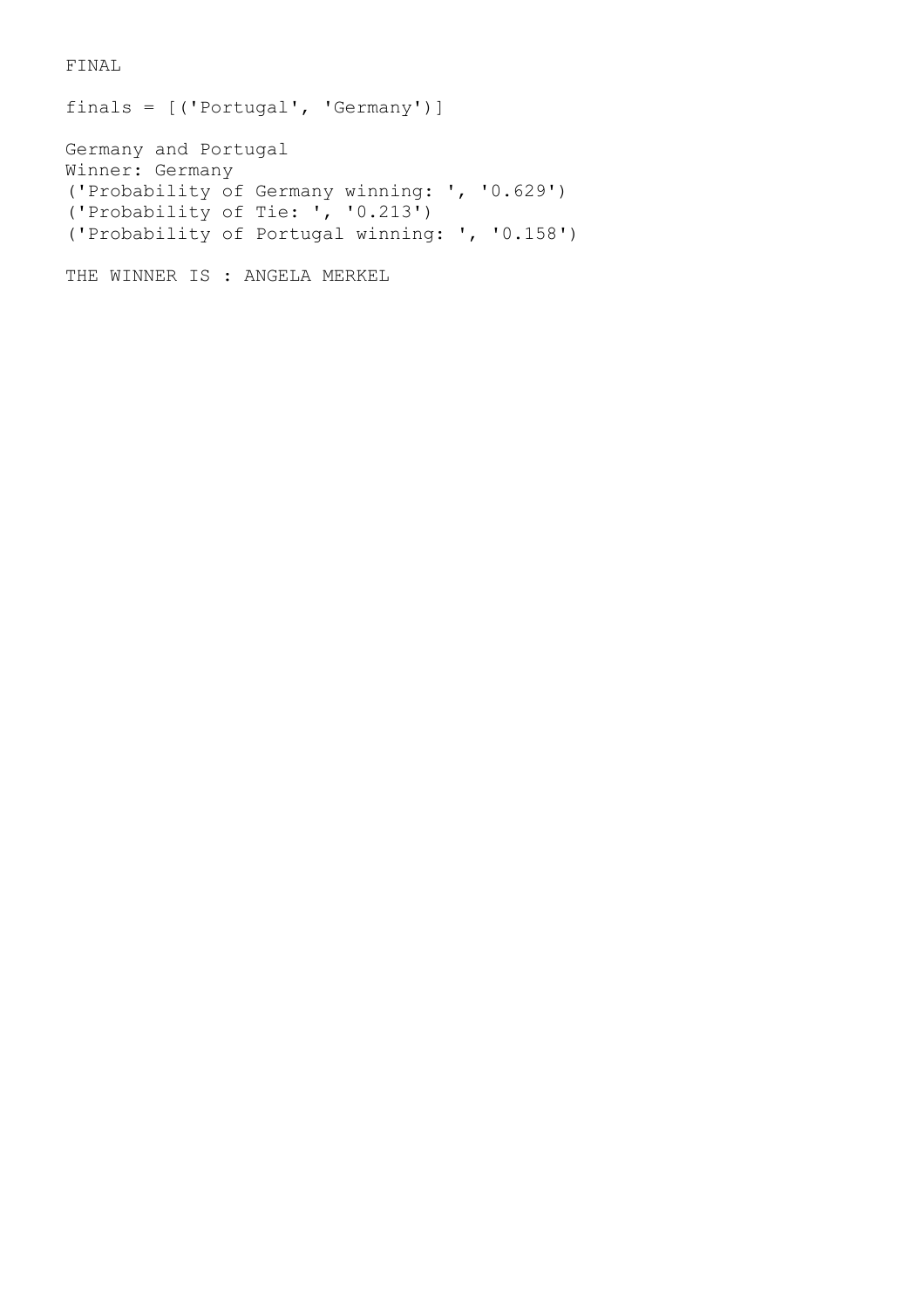FINAL

```
finals = [('Portugal', 'Germany')]

Germany and Portugal
Winner: Germany
('Probability of Germany winning: ', '0.629')
('Probability of Tie: ', '0.213')
('Probability of Portugal winning: ', '0.158')

THE WINNER IS : ANGELA MERKEL
```